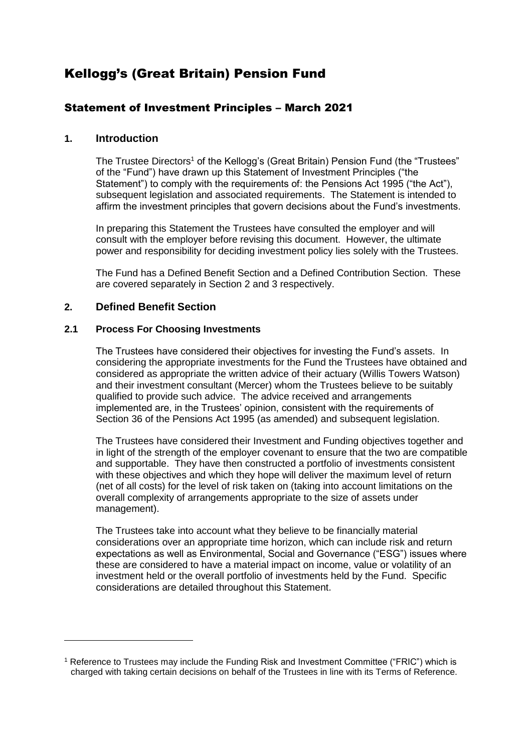# Kellogg's (Great Britain) Pension Fund

## Statement of Investment Principles – March 2021

### 1. Introduction

The Trustee Directors[1] of the Kellogg's (Great Britain) Pension Fund (the "Trustees" of the "Fund") have drawn up this Statement of Investment Principles ("the Statement") to comply with the requirements of: the Pensions Act 1995 ("the Act"), subsequent legislation and associated requirements. The Statement is intended to affirm the investment principles that govern decisions about the Fund's investments.

In preparing this Statement the Trustees have consulted the employer and will consult with the employer before revising this document. However, the ultimate power and responsibility for deciding investment policy lies solely with the Trustees.

The Fund has a Defined Benefit Section and a Defined Contribution Section. These are covered separately in Section 2 and 3 respectively.

### 2. Defined Benefit Section

#### 2.1 Process For Choosing Investments

The Trustees have considered their objectives for investing the Fund's assets. In considering the appropriate investments for the Fund the Trustees have obtained and considered as appropriate the written advice of their actuary (Willis Towers Watson) and their investment consultant (Mercer) whom the Trustees believe to be suitably qualified to provide such advice. The advice received and arrangements implemented are, in the Trustees' opinion, consistent with the requirements of Section 36 of the Pensions Act 1995 (as amended) and subsequent legislation.

The Trustees have considered their Investment and Funding objectives together and in light of the strength of the employer covenant to ensure that the two are compatible and supportable. They have then constructed a portfolio of investments consistent with these objectives and which they hope will deliver the maximum level of return (net of all costs) for the level of risk taken on (taking into account limitations on the overall complexity of arrangements appropriate to the size of assets under management).

The Trustees take into account what they believe to be financially material considerations over an appropriate time horizon, which can include risk and return expectations as well as Environmental, Social and Governance ("ESG") issues where these are considered to have a material impact on income, value or volatility of an investment held or the overall portfolio of investments held by the Fund. Specific considerations are detailed throughout this Statement.

---

[1] Reference to Trustees may include the Funding Risk and Investment Committee ("FRIC") which is charged with taking certain decisions on behalf of the Trustees in line with its Terms of Reference.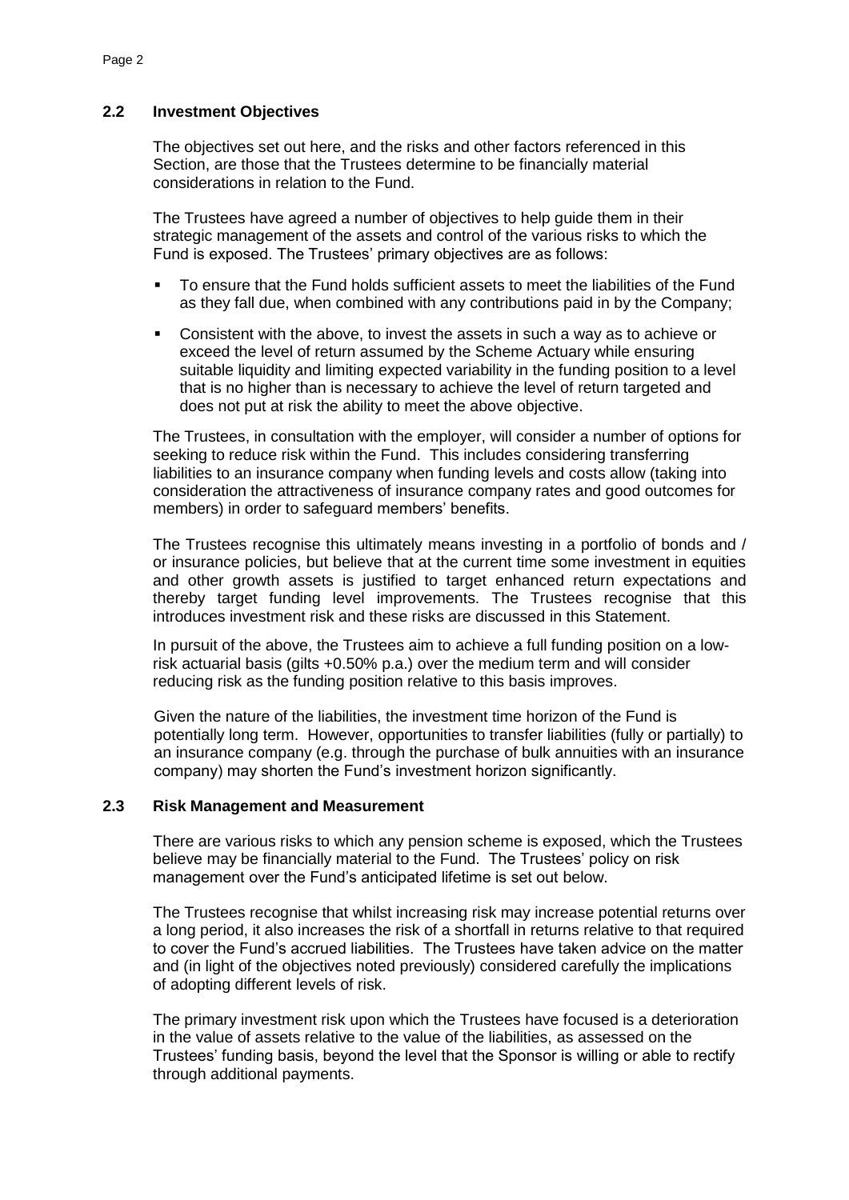## 2.2 Investment Objectives

The objectives set out here, and the risks and other factors referenced in this Section, are those that the Trustees determine to be financially material considerations in relation to the Fund.

The Trustees have agreed a number of objectives to help guide them in their strategic management of the assets and control of the various risks to which the Fund is exposed. The Trustees' primary objectives are as follows:

- To ensure that the Fund holds sufficient assets to meet the liabilities of the Fund as they fall due, when combined with any contributions paid in by the Company;
- Consistent with the above, to invest the assets in such a way as to achieve or exceed the level of return assumed by the Scheme Actuary while ensuring suitable liquidity and limiting expected variability in the funding position to a level that is no higher than is necessary to achieve the level of return targeted and does not put at risk the ability to meet the above objective.

The Trustees, in consultation with the employer, will consider a number of options for seeking to reduce risk within the Fund. This includes considering transferring liabilities to an insurance company when funding levels and costs allow (taking into consideration the attractiveness of insurance company rates and good outcomes for members) in order to safeguard members' benefits.

The Trustees recognise this ultimately means investing in a portfolio of bonds and / or insurance policies, but believe that at the current time some investment in equities and other growth assets is justified to target enhanced return expectations and thereby target funding level improvements. The Trustees recognise that this introduces investment risk and these risks are discussed in this Statement.

In pursuit of the above, the Trustees aim to achieve a full funding position on a low-risk actuarial basis (gilts +0.50% p.a.) over the medium term and will consider reducing risk as the funding position relative to this basis improves.

Given the nature of the liabilities, the investment time horizon of the Fund is potentially long term. However, opportunities to transfer liabilities (fully or partially) to an insurance company (e.g. through the purchase of bulk annuities with an insurance company) may shorten the Fund's investment horizon significantly.

## 2.3 Risk Management and Measurement

There are various risks to which any pension scheme is exposed, which the Trustees believe may be financially material to the Fund. The Trustees' policy on risk management over the Fund's anticipated lifetime is set out below.

The Trustees recognise that whilst increasing risk may increase potential returns over a long period, it also increases the risk of a shortfall in returns relative to that required to cover the Fund's accrued liabilities. The Trustees have taken advice on the matter and (in light of the objectives noted previously) considered carefully the implications of adopting different levels of risk.

The primary investment risk upon which the Trustees have focused is a deterioration in the value of assets relative to the value of the liabilities, as assessed on the Trustees' funding basis, beyond the level that the Sponsor is willing or able to rectify through additional payments.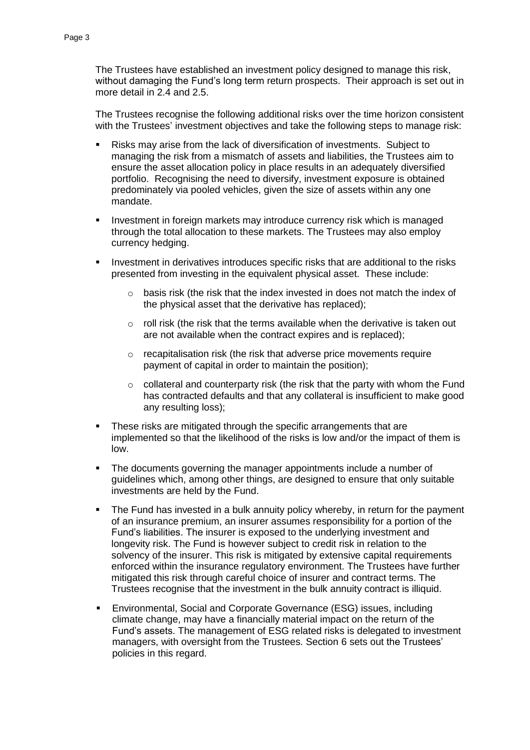The Trustees have established an investment policy designed to manage this risk, without damaging the Fund's long term return prospects. Their approach is set out in more detail in 2.4 and 2.5.

The Trustees recognise the following additional risks over the time horizon consistent with the Trustees' investment objectives and take the following steps to manage risk:

- Risks may arise from the lack of diversification of investments. Subject to managing the risk from a mismatch of assets and liabilities, the Trustees aim to ensure the asset allocation policy in place results in an adequately diversified portfolio. Recognising the need to diversify, investment exposure is obtained predominately via pooled vehicles, given the size of assets within any one mandate.

- Investment in foreign markets may introduce currency risk which is managed through the total allocation to these markets. The Trustees may also employ currency hedging.

- Investment in derivatives introduces specific risks that are additional to the risks presented from investing in the equivalent physical asset. These include:

  - basis risk (the risk that the index invested in does not match the index of the physical asset that the derivative has replaced);

  - roll risk (the risk that the terms available when the derivative is taken out are not available when the contract expires and is replaced);

  - recapitalisation risk (the risk that adverse price movements require payment of capital in order to maintain the position);

  - collateral and counterparty risk (the risk that the party with whom the Fund has contracted defaults and that any collateral is insufficient to make good any resulting loss);

- These risks are mitigated through the specific arrangements that are implemented so that the likelihood of the risks is low and/or the impact of them is low.

- The documents governing the manager appointments include a number of guidelines which, among other things, are designed to ensure that only suitable investments are held by the Fund.

- The Fund has invested in a bulk annuity policy whereby, in return for the payment of an insurance premium, an insurer assumes responsibility for a portion of the Fund's liabilities. The insurer is exposed to the underlying investment and longevity risk. The Fund is however subject to credit risk in relation to the solvency of the insurer. This risk is mitigated by extensive capital requirements enforced within the insurance regulatory environment. The Trustees have further mitigated this risk through careful choice of insurer and contract terms. The Trustees recognise that the investment in the bulk annuity contract is illiquid.

- Environmental, Social and Corporate Governance (ESG) issues, including climate change, may have a financially material impact on the return of the Fund's assets. The management of ESG related risks is delegated to investment managers, with oversight from the Trustees. Section 6 sets out the Trustees' policies in this regard.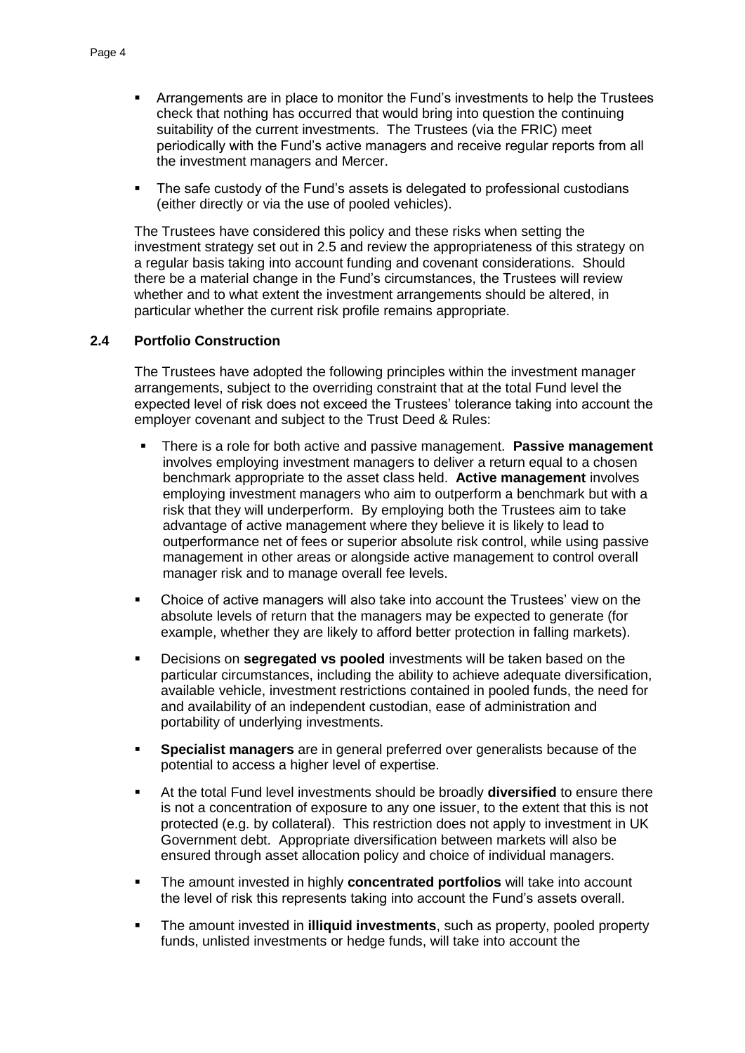- Arrangements are in place to monitor the Fund's investments to help the Trustees check that nothing has occurred that would bring into question the continuing suitability of the current investments. The Trustees (via the FRIC) meet periodically with the Fund's active managers and receive regular reports from all the investment managers and Mercer.

- The safe custody of the Fund's assets is delegated to professional custodians (either directly or via the use of pooled vehicles).

The Trustees have considered this policy and these risks when setting the investment strategy set out in 2.5 and review the appropriateness of this strategy on a regular basis taking into account funding and covenant considerations. Should there be a material change in the Fund's circumstances, the Trustees will review whether and to what extent the investment arrangements should be altered, in particular whether the current risk profile remains appropriate.

### 2.4 Portfolio Construction

The Trustees have adopted the following principles within the investment manager arrangements, subject to the overriding constraint that at the total Fund level the expected level of risk does not exceed the Trustees' tolerance taking into account the employer covenant and subject to the Trust Deed & Rules:

- There is a role for both active and passive management. **Passive management** involves employing investment managers to deliver a return equal to a chosen benchmark appropriate to the asset class held. **Active management** involves employing investment managers who aim to outperform a benchmark but with a risk that they will underperform. By employing both the Trustees aim to take advantage of active management where they believe it is likely to lead to outperformance net of fees or superior absolute risk control, while using passive management in other areas or alongside active management to control overall manager risk and to manage overall fee levels.

- Choice of active managers will also take into account the Trustees' view on the absolute levels of return that the managers may be expected to generate (for example, whether they are likely to afford better protection in falling markets).

- Decisions on **segregated vs pooled** investments will be taken based on the particular circumstances, including the ability to achieve adequate diversification, available vehicle, investment restrictions contained in pooled funds, the need for and availability of an independent custodian, ease of administration and portability of underlying investments.

- **Specialist managers** are in general preferred over generalists because of the potential to access a higher level of expertise.

- At the total Fund level investments should be broadly **diversified** to ensure there is not a concentration of exposure to any one issuer, to the extent that this is not protected (e.g. by collateral). This restriction does not apply to investment in UK Government debt. Appropriate diversification between markets will also be ensured through asset allocation policy and choice of individual managers.

- The amount invested in highly **concentrated portfolios** will take into account the level of risk this represents taking into account the Fund's assets overall.

- The amount invested in **illiquid investments**, such as property, pooled property funds, unlisted investments or hedge funds, will take into account the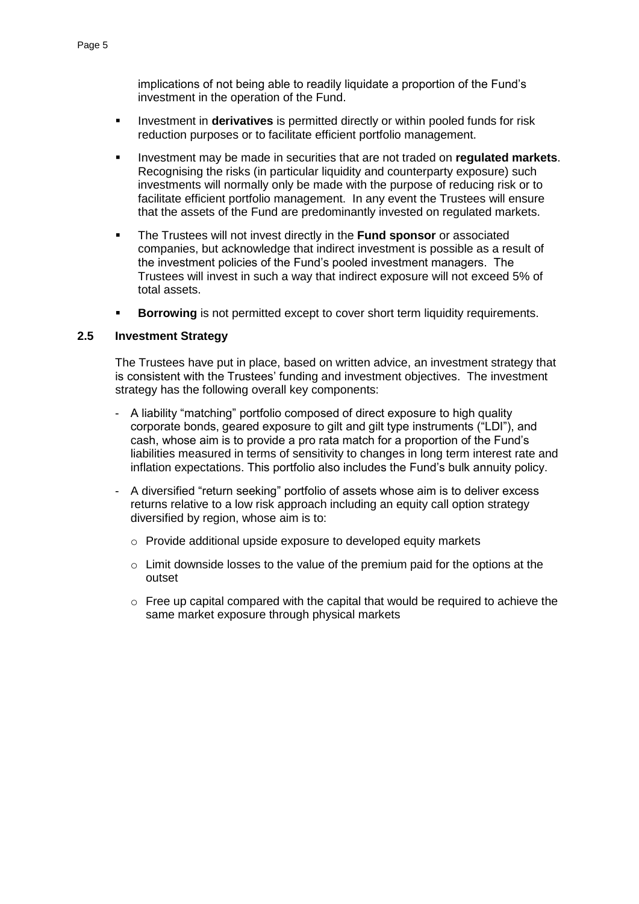implications of not being able to readily liquidate a proportion of the Fund's investment in the operation of the Fund.

- Investment in **derivatives** is permitted directly or within pooled funds for risk reduction purposes or to facilitate efficient portfolio management.
- Investment may be made in securities that are not traded on **regulated markets**. Recognising the risks (in particular liquidity and counterparty exposure) such investments will normally only be made with the purpose of reducing risk or to facilitate efficient portfolio management. In any event the Trustees will ensure that the assets of the Fund are predominantly invested on regulated markets.
- The Trustees will not invest directly in the **Fund sponsor** or associated companies, but acknowledge that indirect investment is possible as a result of the investment policies of the Fund's pooled investment managers. The Trustees will invest in such a way that indirect exposure will not exceed 5% of total assets.
- **Borrowing** is not permitted except to cover short term liquidity requirements.

### 2.5 Investment Strategy

The Trustees have put in place, based on written advice, an investment strategy that is consistent with the Trustees' funding and investment objectives. The investment strategy has the following overall key components:

- A liability "matching" portfolio composed of direct exposure to high quality corporate bonds, geared exposure to gilt and gilt type instruments ("LDI"), and cash, whose aim is to provide a pro rata match for a proportion of the Fund's liabilities measured in terms of sensitivity to changes in long term interest rate and inflation expectations. This portfolio also includes the Fund's bulk annuity policy.
- A diversified "return seeking" portfolio of assets whose aim is to deliver excess returns relative to a low risk approach including an equity call option strategy diversified by region, whose aim is to:
  - Provide additional upside exposure to developed equity markets
  - Limit downside losses to the value of the premium paid for the options at the outset
  - Free up capital compared with the capital that would be required to achieve the same market exposure through physical markets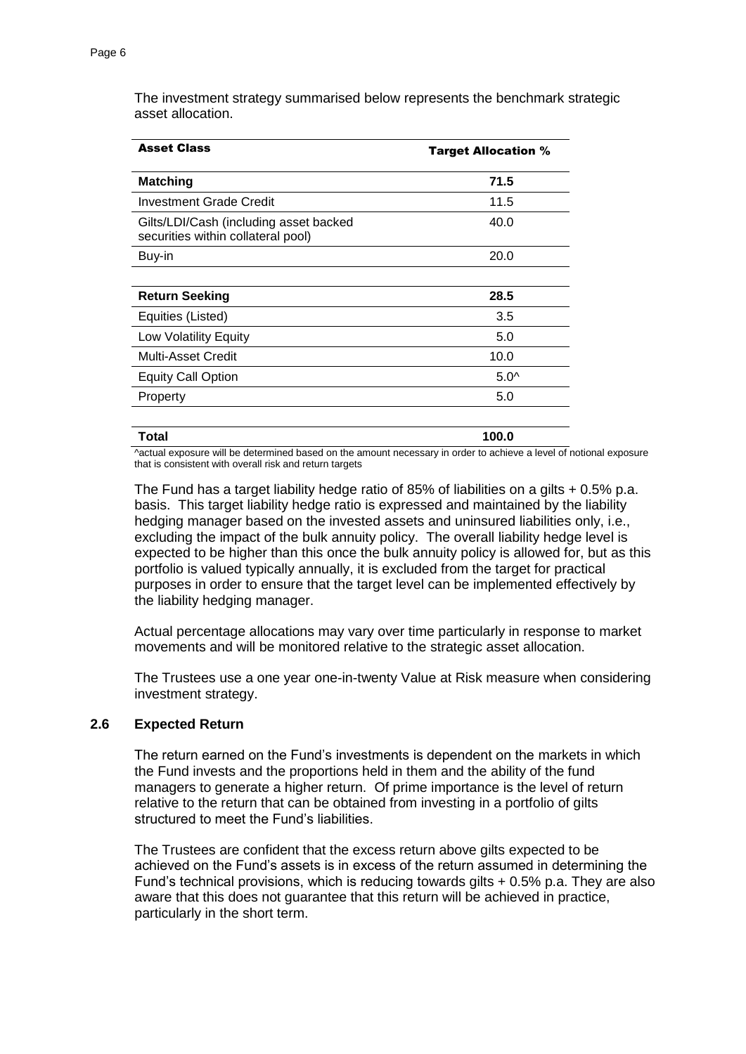The investment strategy summarised below represents the benchmark strategic asset allocation.

| Asset Class | Target Allocation % |
| --- | --- |
| **Matching** | **71.5** |
| Investment Grade Credit | 11.5 |
| Gilts/LDI/Cash (including asset backed securities within collateral pool) | 40.0 |
| Buy-in | 20.0 |
| | |
| **Return Seeking** | **28.5** |
| Equities (Listed) | 3.5 |
| Low Volatility Equity | 5.0 |
| Multi-Asset Credit | 10.0 |
| Equity Call Option | 5.0^ |
| Property | 5.0 |
| | |
| **Total** | **100.0** |

^actual exposure will be determined based on the amount necessary in order to achieve a level of notional exposure that is consistent with overall risk and return targets

The Fund has a target liability hedge ratio of 85% of liabilities on a gilts + 0.5% p.a. basis. This target liability hedge ratio is expressed and maintained by the liability hedging manager based on the invested assets and uninsured liabilities only, i.e., excluding the impact of the bulk annuity policy. The overall liability hedge level is expected to be higher than this once the bulk annuity policy is allowed for, but as this portfolio is valued typically annually, it is excluded from the target for practical purposes in order to ensure that the target level can be implemented effectively by the liability hedging manager.

Actual percentage allocations may vary over time particularly in response to market movements and will be monitored relative to the strategic asset allocation.

The Trustees use a one year one-in-twenty Value at Risk measure when considering investment strategy.

## 2.6 Expected Return

The return earned on the Fund's investments is dependent on the markets in which the Fund invests and the proportions held in them and the ability of the fund managers to generate a higher return. Of prime importance is the level of return relative to the return that can be obtained from investing in a portfolio of gilts structured to meet the Fund's liabilities.

The Trustees are confident that the excess return above gilts expected to be achieved on the Fund's assets is in excess of the return assumed in determining the Fund's technical provisions, which is reducing towards gilts + 0.5% p.a. They are also aware that this does not guarantee that this return will be achieved in practice, particularly in the short term.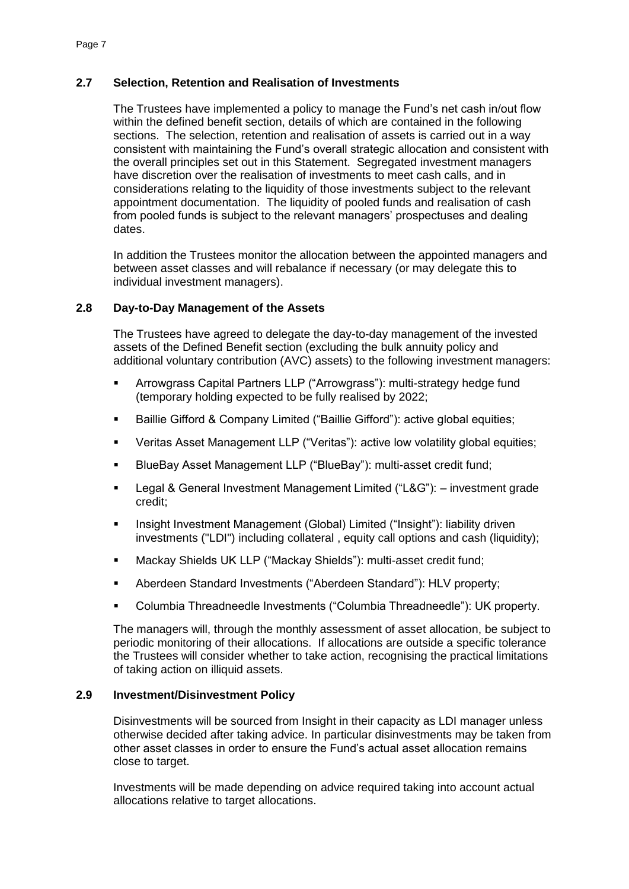### 2.7 Selection, Retention and Realisation of Investments

The Trustees have implemented a policy to manage the Fund's net cash in/out flow within the defined benefit section, details of which are contained in the following sections. The selection, retention and realisation of assets is carried out in a way consistent with maintaining the Fund's overall strategic allocation and consistent with the overall principles set out in this Statement. Segregated investment managers have discretion over the realisation of investments to meet cash calls, and in considerations relating to the liquidity of those investments subject to the relevant appointment documentation. The liquidity of pooled funds and realisation of cash from pooled funds is subject to the relevant managers' prospectuses and dealing dates.

In addition the Trustees monitor the allocation between the appointed managers and between asset classes and will rebalance if necessary (or may delegate this to individual investment managers).

### 2.8 Day-to-Day Management of the Assets

The Trustees have agreed to delegate the day-to-day management of the invested assets of the Defined Benefit section (excluding the bulk annuity policy and additional voluntary contribution (AVC) assets) to the following investment managers:

- Arrowgrass Capital Partners LLP ("Arrowgrass"): multi-strategy hedge fund (temporary holding expected to be fully realised by 2022;
- Baillie Gifford & Company Limited ("Baillie Gifford"): active global equities;
- Veritas Asset Management LLP ("Veritas"): active low volatility global equities;
- BlueBay Asset Management LLP ("BlueBay"): multi-asset credit fund;
- Legal & General Investment Management Limited ("L&G"): – investment grade credit;
- Insight Investment Management (Global) Limited ("Insight"): liability driven investments ("LDI") including collateral , equity call options and cash (liquidity);
- Mackay Shields UK LLP ("Mackay Shields"): multi-asset credit fund;
- Aberdeen Standard Investments ("Aberdeen Standard"): HLV property;
- Columbia Threadneedle Investments ("Columbia Threadneedle"): UK property.

The managers will, through the monthly assessment of asset allocation, be subject to periodic monitoring of their allocations. If allocations are outside a specific tolerance the Trustees will consider whether to take action, recognising the practical limitations of taking action on illiquid assets.

### 2.9 Investment/Disinvestment Policy

Disinvestments will be sourced from Insight in their capacity as LDI manager unless otherwise decided after taking advice. In particular disinvestments may be taken from other asset classes in order to ensure the Fund's actual asset allocation remains close to target.

Investments will be made depending on advice required taking into account actual allocations relative to target allocations.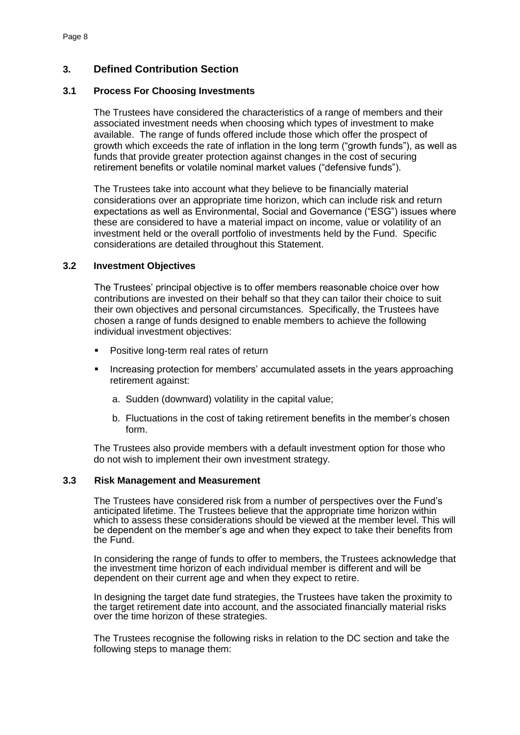## 3. Defined Contribution Section

### 3.1 Process For Choosing Investments

The Trustees have considered the characteristics of a range of members and their associated investment needs when choosing which types of investment to make available. The range of funds offered include those which offer the prospect of growth which exceeds the rate of inflation in the long term ("growth funds"), as well as funds that provide greater protection against changes in the cost of securing retirement benefits or volatile nominal market values ("defensive funds").

The Trustees take into account what they believe to be financially material considerations over an appropriate time horizon, which can include risk and return expectations as well as Environmental, Social and Governance ("ESG") issues where these are considered to have a material impact on income, value or volatility of an investment held or the overall portfolio of investments held by the Fund. Specific considerations are detailed throughout this Statement.

### 3.2 Investment Objectives

The Trustees' principal objective is to offer members reasonable choice over how contributions are invested on their behalf so that they can tailor their choice to suit their own objectives and personal circumstances. Specifically, the Trustees have chosen a range of funds designed to enable members to achieve the following individual investment objectives:

- Positive long-term real rates of return
- Increasing protection for members' accumulated assets in the years approaching retirement against:
  a. Sudden (downward) volatility in the capital value;
  b. Fluctuations in the cost of taking retirement benefits in the member's chosen form.

The Trustees also provide members with a default investment option for those who do not wish to implement their own investment strategy.

### 3.3 Risk Management and Measurement

The Trustees have considered risk from a number of perspectives over the Fund's anticipated lifetime. The Trustees believe that the appropriate time horizon within which to assess these considerations should be viewed at the member level. This will be dependent on the member's age and when they expect to take their benefits from the Fund.

In considering the range of funds to offer to members, the Trustees acknowledge that the investment time horizon of each individual member is different and will be dependent on their current age and when they expect to retire.

In designing the target date fund strategies, the Trustees have taken the proximity to the target retirement date into account, and the associated financially material risks over the time horizon of these strategies.

The Trustees recognise the following risks in relation to the DC section and take the following steps to manage them: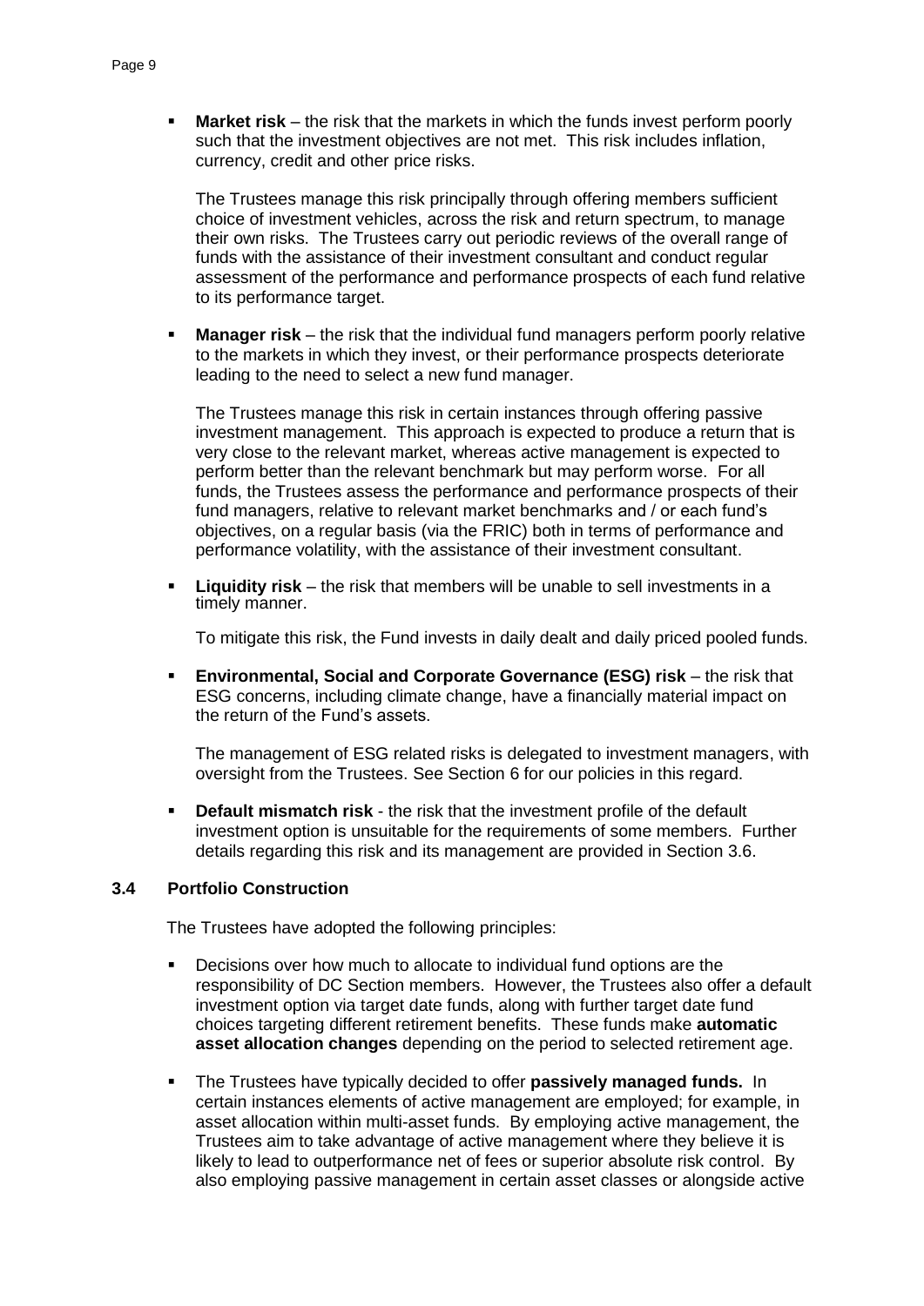- **Market risk** – the risk that the markets in which the funds invest perform poorly such that the investment objectives are not met. This risk includes inflation, currency, credit and other price risks.

  The Trustees manage this risk principally through offering members sufficient choice of investment vehicles, across the risk and return spectrum, to manage their own risks. The Trustees carry out periodic reviews of the overall range of funds with the assistance of their investment consultant and conduct regular assessment of the performance and performance prospects of each fund relative to its performance target.

- **Manager risk** – the risk that the individual fund managers perform poorly relative to the markets in which they invest, or their performance prospects deteriorate leading to the need to select a new fund manager.

  The Trustees manage this risk in certain instances through offering passive investment management. This approach is expected to produce a return that is very close to the relevant market, whereas active management is expected to perform better than the relevant benchmark but may perform worse. For all funds, the Trustees assess the performance and performance prospects of their fund managers, relative to relevant market benchmarks and / or each fund's objectives, on a regular basis (via the FRIC) both in terms of performance and performance volatility, with the assistance of their investment consultant.

- **Liquidity risk** – the risk that members will be unable to sell investments in a timely manner.

  To mitigate this risk, the Fund invests in daily dealt and daily priced pooled funds.

- **Environmental, Social and Corporate Governance (ESG) risk** – the risk that ESG concerns, including climate change, have a financially material impact on the return of the Fund's assets.

  The management of ESG related risks is delegated to investment managers, with oversight from the Trustees. See Section 6 for our policies in this regard.

- **Default mismatch risk** - the risk that the investment profile of the default investment option is unsuitable for the requirements of some members. Further details regarding this risk and its management are provided in Section 3.6.

### 3.4 Portfolio Construction

The Trustees have adopted the following principles:

- Decisions over how much to allocate to individual fund options are the responsibility of DC Section members. However, the Trustees also offer a default investment option via target date funds, along with further target date fund choices targeting different retirement benefits. These funds make **automatic asset allocation changes** depending on the period to selected retirement age.

- The Trustees have typically decided to offer **passively managed funds.** In certain instances elements of active management are employed; for example, in asset allocation within multi-asset funds. By employing active management, the Trustees aim to take advantage of active management where they believe it is likely to lead to outperformance net of fees or superior absolute risk control. By also employing passive management in certain asset classes or alongside active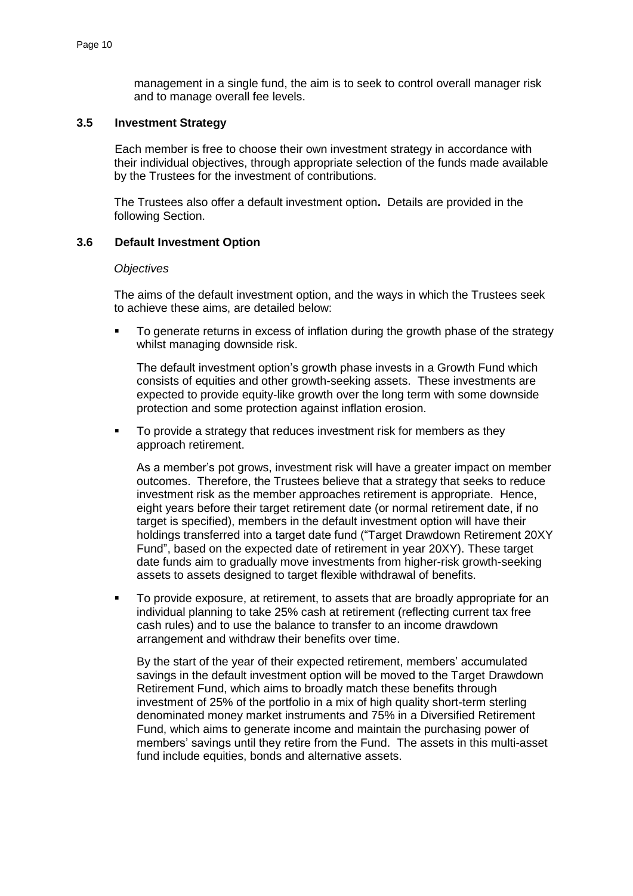management in a single fund, the aim is to seek to control overall manager risk and to manage overall fee levels.

### 3.5 Investment Strategy

Each member is free to choose their own investment strategy in accordance with their individual objectives, through appropriate selection of the funds made available by the Trustees for the investment of contributions.

The Trustees also offer a default investment option**.** Details are provided in the following Section.

### 3.6 Default Investment Option

*Objectives*

The aims of the default investment option, and the ways in which the Trustees seek to achieve these aims, are detailed below:

- To generate returns in excess of inflation during the growth phase of the strategy whilst managing downside risk.

  The default investment option's growth phase invests in a Growth Fund which consists of equities and other growth-seeking assets. These investments are expected to provide equity-like growth over the long term with some downside protection and some protection against inflation erosion.

- To provide a strategy that reduces investment risk for members as they approach retirement.

  As a member's pot grows, investment risk will have a greater impact on member outcomes. Therefore, the Trustees believe that a strategy that seeks to reduce investment risk as the member approaches retirement is appropriate. Hence, eight years before their target retirement date (or normal retirement date, if no target is specified), members in the default investment option will have their holdings transferred into a target date fund ("Target Drawdown Retirement 20XY Fund", based on the expected date of retirement in year 20XY). These target date funds aim to gradually move investments from higher-risk growth-seeking assets to assets designed to target flexible withdrawal of benefits.

- To provide exposure, at retirement, to assets that are broadly appropriate for an individual planning to take 25% cash at retirement (reflecting current tax free cash rules) and to use the balance to transfer to an income drawdown arrangement and withdraw their benefits over time.

  By the start of the year of their expected retirement, members' accumulated savings in the default investment option will be moved to the Target Drawdown Retirement Fund, which aims to broadly match these benefits through investment of 25% of the portfolio in a mix of high quality short-term sterling denominated money market instruments and 75% in a Diversified Retirement Fund, which aims to generate income and maintain the purchasing power of members' savings until they retire from the Fund. The assets in this multi-asset fund include equities, bonds and alternative assets.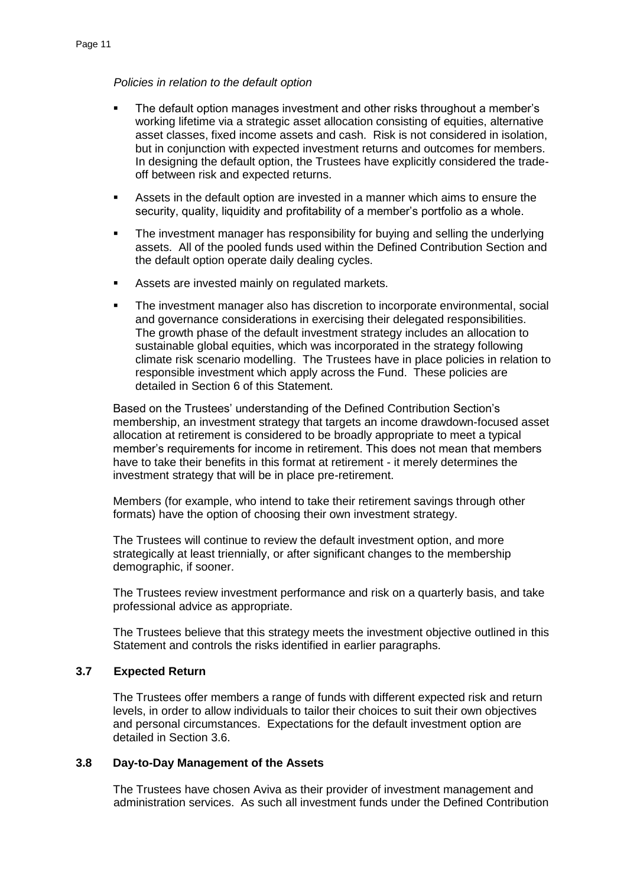*Policies in relation to the default option*

- The default option manages investment and other risks throughout a member's working lifetime via a strategic asset allocation consisting of equities, alternative asset classes, fixed income assets and cash. Risk is not considered in isolation, but in conjunction with expected investment returns and outcomes for members. In designing the default option, the Trustees have explicitly considered the trade-off between risk and expected returns.
- Assets in the default option are invested in a manner which aims to ensure the security, quality, liquidity and profitability of a member's portfolio as a whole.
- The investment manager has responsibility for buying and selling the underlying assets. All of the pooled funds used within the Defined Contribution Section and the default option operate daily dealing cycles.
- Assets are invested mainly on regulated markets.
- The investment manager also has discretion to incorporate environmental, social and governance considerations in exercising their delegated responsibilities. The growth phase of the default investment strategy includes an allocation to sustainable global equities, which was incorporated in the strategy following climate risk scenario modelling. The Trustees have in place policies in relation to responsible investment which apply across the Fund. These policies are detailed in Section 6 of this Statement.

Based on the Trustees' understanding of the Defined Contribution Section's membership, an investment strategy that targets an income drawdown-focused asset allocation at retirement is considered to be broadly appropriate to meet a typical member's requirements for income in retirement. This does not mean that members have to take their benefits in this format at retirement - it merely determines the investment strategy that will be in place pre-retirement.

Members (for example, who intend to take their retirement savings through other formats) have the option of choosing their own investment strategy.

The Trustees will continue to review the default investment option, and more strategically at least triennially, or after significant changes to the membership demographic, if sooner.

The Trustees review investment performance and risk on a quarterly basis, and take professional advice as appropriate.

The Trustees believe that this strategy meets the investment objective outlined in this Statement and controls the risks identified in earlier paragraphs.

### 3.7 Expected Return

The Trustees offer members a range of funds with different expected risk and return levels, in order to allow individuals to tailor their choices to suit their own objectives and personal circumstances. Expectations for the default investment option are detailed in Section 3.6.

### 3.8 Day-to-Day Management of the Assets

The Trustees have chosen Aviva as their provider of investment management and administration services. As such all investment funds under the Defined Contribution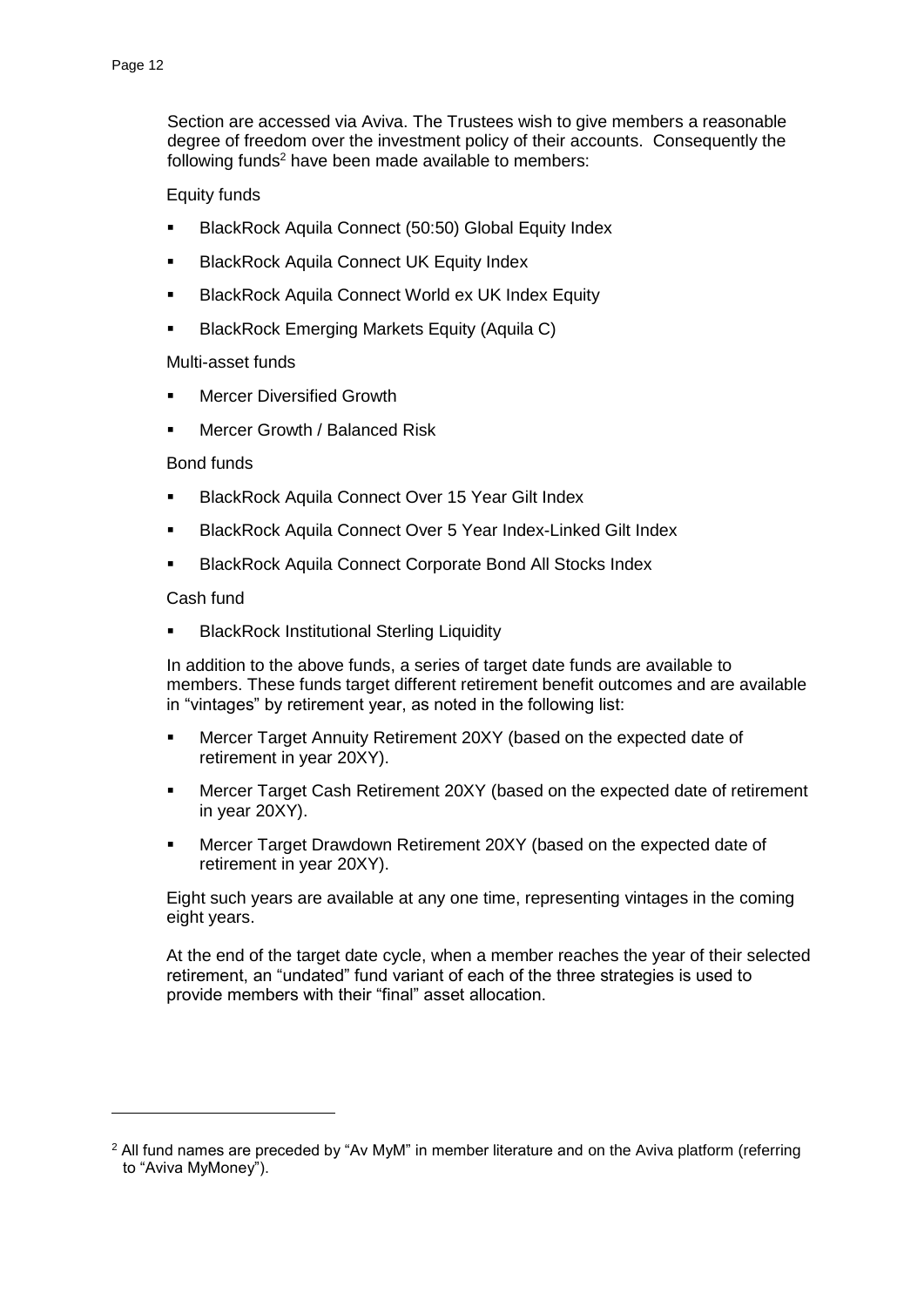Section are accessed via Aviva. The Trustees wish to give members a reasonable degree of freedom over the investment policy of their accounts. Consequently the following funds[2] have been made available to members:

Equity funds

- BlackRock Aquila Connect (50:50) Global Equity Index
- BlackRock Aquila Connect UK Equity Index
- BlackRock Aquila Connect World ex UK Index Equity
- BlackRock Emerging Markets Equity (Aquila C)

Multi-asset funds

- Mercer Diversified Growth
- Mercer Growth / Balanced Risk

Bond funds

- BlackRock Aquila Connect Over 15 Year Gilt Index
- BlackRock Aquila Connect Over 5 Year Index-Linked Gilt Index
- BlackRock Aquila Connect Corporate Bond All Stocks Index

Cash fund

- BlackRock Institutional Sterling Liquidity

In addition to the above funds, a series of target date funds are available to members. These funds target different retirement benefit outcomes and are available in "vintages" by retirement year, as noted in the following list:

- Mercer Target Annuity Retirement 20XY (based on the expected date of retirement in year 20XY).
- Mercer Target Cash Retirement 20XY (based on the expected date of retirement in year 20XY).
- Mercer Target Drawdown Retirement 20XY (based on the expected date of retirement in year 20XY).

Eight such years are available at any one time, representing vintages in the coming eight years.

At the end of the target date cycle, when a member reaches the year of their selected retirement, an "undated" fund variant of each of the three strategies is used to provide members with their "final" asset allocation.

---

[2] All fund names are preceded by "Av MyM" in member literature and on the Aviva platform (referring to "Aviva MyMoney").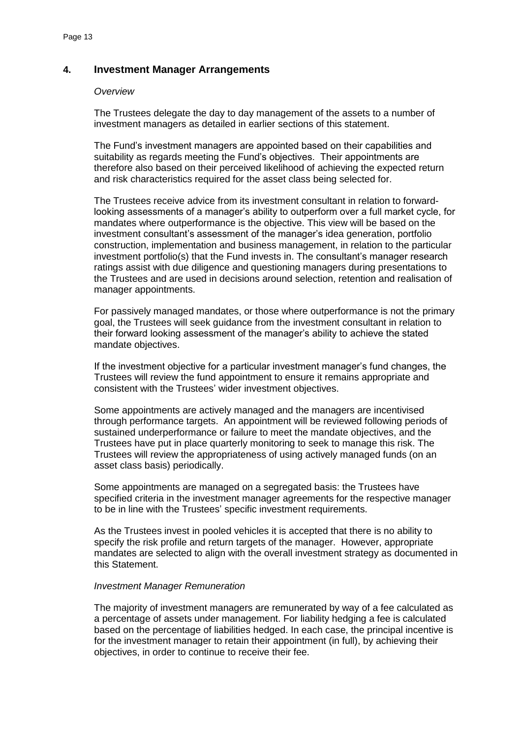## 4. Investment Manager Arrangements

*Overview*

The Trustees delegate the day to day management of the assets to a number of investment managers as detailed in earlier sections of this statement.

The Fund's investment managers are appointed based on their capabilities and suitability as regards meeting the Fund's objectives. Their appointments are therefore also based on their perceived likelihood of achieving the expected return and risk characteristics required for the asset class being selected for.

The Trustees receive advice from its investment consultant in relation to forward-looking assessments of a manager's ability to outperform over a full market cycle, for mandates where outperformance is the objective. This view will be based on the investment consultant's assessment of the manager's idea generation, portfolio construction, implementation and business management, in relation to the particular investment portfolio(s) that the Fund invests in. The consultant's manager research ratings assist with due diligence and questioning managers during presentations to the Trustees and are used in decisions around selection, retention and realisation of manager appointments.

For passively managed mandates, or those where outperformance is not the primary goal, the Trustees will seek guidance from the investment consultant in relation to their forward looking assessment of the manager's ability to achieve the stated mandate objectives.

If the investment objective for a particular investment manager's fund changes, the Trustees will review the fund appointment to ensure it remains appropriate and consistent with the Trustees' wider investment objectives.

Some appointments are actively managed and the managers are incentivised through performance targets. An appointment will be reviewed following periods of sustained underperformance or failure to meet the mandate objectives, and the Trustees have put in place quarterly monitoring to seek to manage this risk. The Trustees will review the appropriateness of using actively managed funds (on an asset class basis) periodically.

Some appointments are managed on a segregated basis: the Trustees have specified criteria in the investment manager agreements for the respective manager to be in line with the Trustees' specific investment requirements.

As the Trustees invest in pooled vehicles it is accepted that there is no ability to specify the risk profile and return targets of the manager. However, appropriate mandates are selected to align with the overall investment strategy as documented in this Statement.

*Investment Manager Remuneration*

The majority of investment managers are remunerated by way of a fee calculated as a percentage of assets under management. For liability hedging a fee is calculated based on the percentage of liabilities hedged. In each case, the principal incentive is for the investment manager to retain their appointment (in full), by achieving their objectives, in order to continue to receive their fee.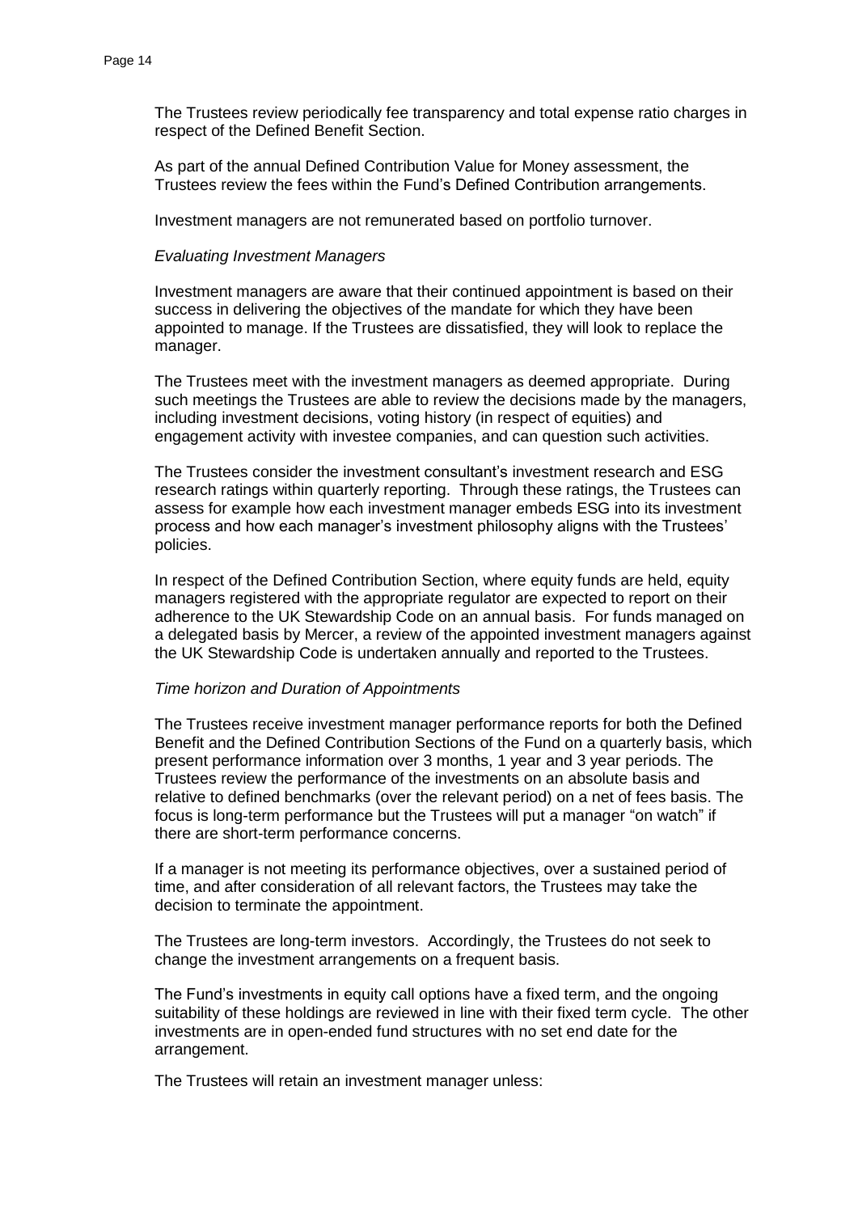The Trustees review periodically fee transparency and total expense ratio charges in respect of the Defined Benefit Section.

As part of the annual Defined Contribution Value for Money assessment, the Trustees review the fees within the Fund's Defined Contribution arrangements.

Investment managers are not remunerated based on portfolio turnover.

*Evaluating Investment Managers*

Investment managers are aware that their continued appointment is based on their success in delivering the objectives of the mandate for which they have been appointed to manage. If the Trustees are dissatisfied, they will look to replace the manager.

The Trustees meet with the investment managers as deemed appropriate. During such meetings the Trustees are able to review the decisions made by the managers, including investment decisions, voting history (in respect of equities) and engagement activity with investee companies, and can question such activities.

The Trustees consider the investment consultant's investment research and ESG research ratings within quarterly reporting. Through these ratings, the Trustees can assess for example how each investment manager embeds ESG into its investment process and how each manager's investment philosophy aligns with the Trustees' policies.

In respect of the Defined Contribution Section, where equity funds are held, equity managers registered with the appropriate regulator are expected to report on their adherence to the UK Stewardship Code on an annual basis. For funds managed on a delegated basis by Mercer, a review of the appointed investment managers against the UK Stewardship Code is undertaken annually and reported to the Trustees.

*Time horizon and Duration of Appointments*

The Trustees receive investment manager performance reports for both the Defined Benefit and the Defined Contribution Sections of the Fund on a quarterly basis, which present performance information over 3 months, 1 year and 3 year periods. The Trustees review the performance of the investments on an absolute basis and relative to defined benchmarks (over the relevant period) on a net of fees basis. The focus is long-term performance but the Trustees will put a manager "on watch" if there are short-term performance concerns.

If a manager is not meeting its performance objectives, over a sustained period of time, and after consideration of all relevant factors, the Trustees may take the decision to terminate the appointment.

The Trustees are long-term investors. Accordingly, the Trustees do not seek to change the investment arrangements on a frequent basis.

The Fund's investments in equity call options have a fixed term, and the ongoing suitability of these holdings are reviewed in line with their fixed term cycle. The other investments are in open-ended fund structures with no set end date for the arrangement.

The Trustees will retain an investment manager unless: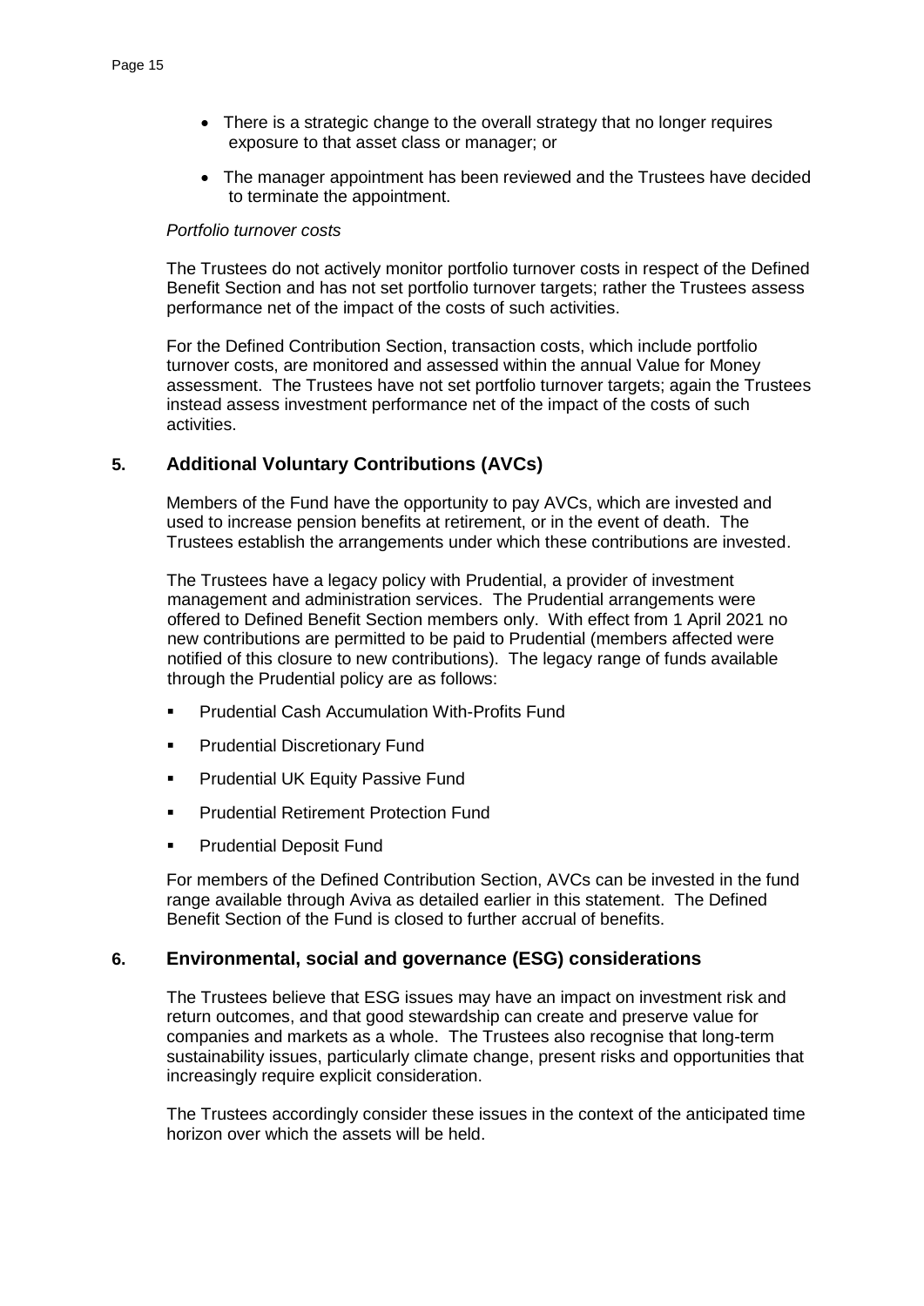- There is a strategic change to the overall strategy that no longer requires exposure to that asset class or manager; or
- The manager appointment has been reviewed and the Trustees have decided to terminate the appointment.

*Portfolio turnover costs*

The Trustees do not actively monitor portfolio turnover costs in respect of the Defined Benefit Section and has not set portfolio turnover targets; rather the Trustees assess performance net of the impact of the costs of such activities.

For the Defined Contribution Section, transaction costs, which include portfolio turnover costs, are monitored and assessed within the annual Value for Money assessment. The Trustees have not set portfolio turnover targets; again the Trustees instead assess investment performance net of the impact of the costs of such activities.

## 5. Additional Voluntary Contributions (AVCs)

Members of the Fund have the opportunity to pay AVCs, which are invested and used to increase pension benefits at retirement, or in the event of death. The Trustees establish the arrangements under which these contributions are invested.

The Trustees have a legacy policy with Prudential, a provider of investment management and administration services. The Prudential arrangements were offered to Defined Benefit Section members only. With effect from 1 April 2021 no new contributions are permitted to be paid to Prudential (members affected were notified of this closure to new contributions). The legacy range of funds available through the Prudential policy are as follows:

- Prudential Cash Accumulation With-Profits Fund
- Prudential Discretionary Fund
- Prudential UK Equity Passive Fund
- Prudential Retirement Protection Fund
- Prudential Deposit Fund

For members of the Defined Contribution Section, AVCs can be invested in the fund range available through Aviva as detailed earlier in this statement. The Defined Benefit Section of the Fund is closed to further accrual of benefits.

## 6. Environmental, social and governance (ESG) considerations

The Trustees believe that ESG issues may have an impact on investment risk and return outcomes, and that good stewardship can create and preserve value for companies and markets as a whole. The Trustees also recognise that long-term sustainability issues, particularly climate change, present risks and opportunities that increasingly require explicit consideration.

The Trustees accordingly consider these issues in the context of the anticipated time horizon over which the assets will be held.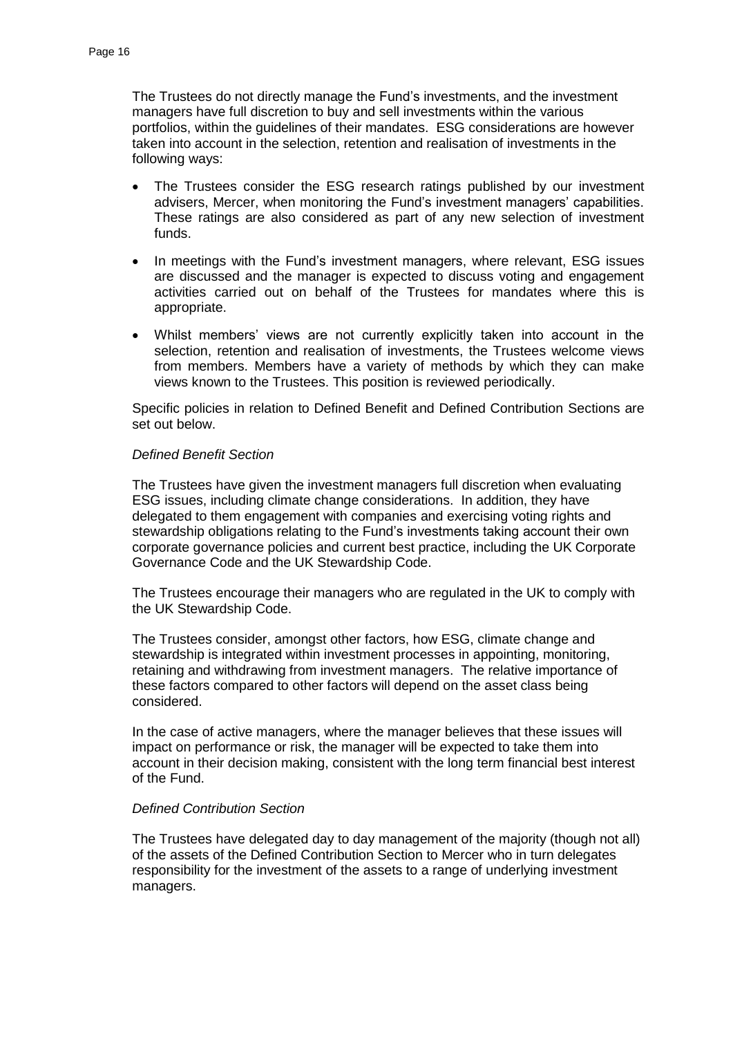The Trustees do not directly manage the Fund's investments, and the investment managers have full discretion to buy and sell investments within the various portfolios, within the guidelines of their mandates. ESG considerations are however taken into account in the selection, retention and realisation of investments in the following ways:

- The Trustees consider the ESG research ratings published by our investment advisers, Mercer, when monitoring the Fund's investment managers' capabilities. These ratings are also considered as part of any new selection of investment funds.
- In meetings with the Fund's investment managers, where relevant, ESG issues are discussed and the manager is expected to discuss voting and engagement activities carried out on behalf of the Trustees for mandates where this is appropriate.
- Whilst members' views are not currently explicitly taken into account in the selection, retention and realisation of investments, the Trustees welcome views from members. Members have a variety of methods by which they can make views known to the Trustees. This position is reviewed periodically.

Specific policies in relation to Defined Benefit and Defined Contribution Sections are set out below.

*Defined Benefit Section*

The Trustees have given the investment managers full discretion when evaluating ESG issues, including climate change considerations. In addition, they have delegated to them engagement with companies and exercising voting rights and stewardship obligations relating to the Fund's investments taking account their own corporate governance policies and current best practice, including the UK Corporate Governance Code and the UK Stewardship Code.

The Trustees encourage their managers who are regulated in the UK to comply with the UK Stewardship Code.

The Trustees consider, amongst other factors, how ESG, climate change and stewardship is integrated within investment processes in appointing, monitoring, retaining and withdrawing from investment managers. The relative importance of these factors compared to other factors will depend on the asset class being considered.

In the case of active managers, where the manager believes that these issues will impact on performance or risk, the manager will be expected to take them into account in their decision making, consistent with the long term financial best interest of the Fund.

*Defined Contribution Section*

The Trustees have delegated day to day management of the majority (though not all) of the assets of the Defined Contribution Section to Mercer who in turn delegates responsibility for the investment of the assets to a range of underlying investment managers.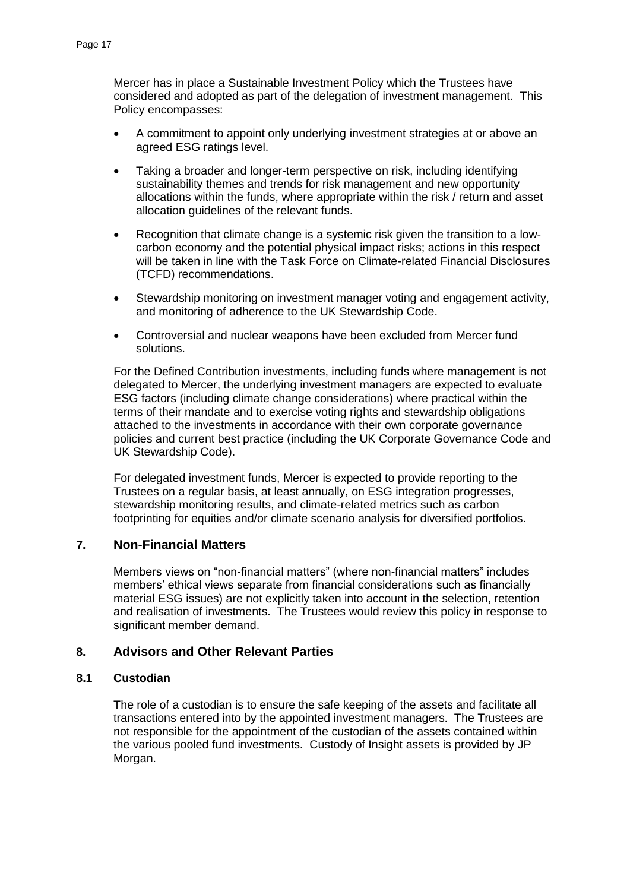Mercer has in place a Sustainable Investment Policy which the Trustees have considered and adopted as part of the delegation of investment management. This Policy encompasses:

- A commitment to appoint only underlying investment strategies at or above an agreed ESG ratings level.
- Taking a broader and longer-term perspective on risk, including identifying sustainability themes and trends for risk management and new opportunity allocations within the funds, where appropriate within the risk / return and asset allocation guidelines of the relevant funds.
- Recognition that climate change is a systemic risk given the transition to a low-carbon economy and the potential physical impact risks; actions in this respect will be taken in line with the Task Force on Climate-related Financial Disclosures (TCFD) recommendations.
- Stewardship monitoring on investment manager voting and engagement activity, and monitoring of adherence to the UK Stewardship Code.
- Controversial and nuclear weapons have been excluded from Mercer fund solutions.

For the Defined Contribution investments, including funds where management is not delegated to Mercer, the underlying investment managers are expected to evaluate ESG factors (including climate change considerations) where practical within the terms of their mandate and to exercise voting rights and stewardship obligations attached to the investments in accordance with their own corporate governance policies and current best practice (including the UK Corporate Governance Code and UK Stewardship Code).

For delegated investment funds, Mercer is expected to provide reporting to the Trustees on a regular basis, at least annually, on ESG integration progresses, stewardship monitoring results, and climate-related metrics such as carbon footprinting for equities and/or climate scenario analysis for diversified portfolios.

## 7. Non-Financial Matters

Members views on "non-financial matters" (where non-financial matters" includes members' ethical views separate from financial considerations such as financially material ESG issues) are not explicitly taken into account in the selection, retention and realisation of investments. The Trustees would review this policy in response to significant member demand.

## 8. Advisors and Other Relevant Parties

### 8.1 Custodian

The role of a custodian is to ensure the safe keeping of the assets and facilitate all transactions entered into by the appointed investment managers. The Trustees are not responsible for the appointment of the custodian of the assets contained within the various pooled fund investments. Custody of Insight assets is provided by JP Morgan.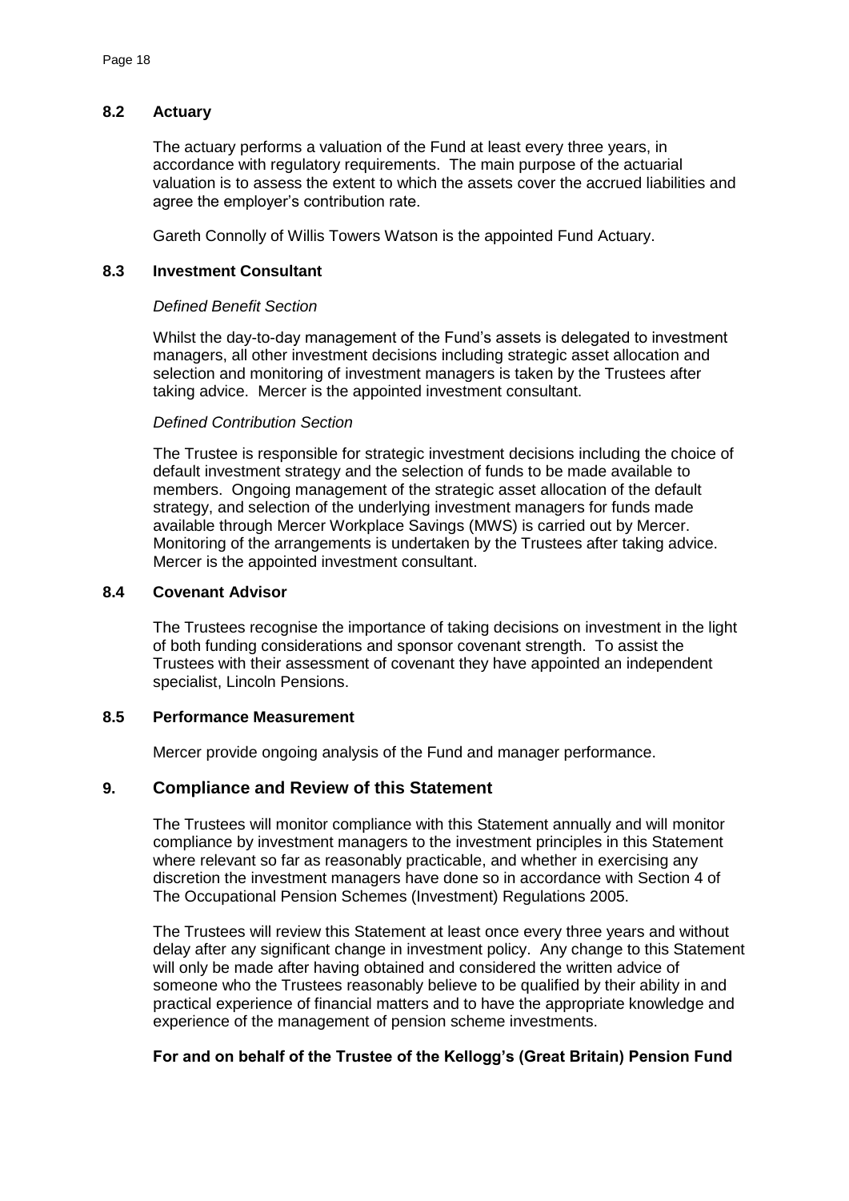### 8.2 Actuary

The actuary performs a valuation of the Fund at least every three years, in accordance with regulatory requirements. The main purpose of the actuarial valuation is to assess the extent to which the assets cover the accrued liabilities and agree the employer's contribution rate.

Gareth Connolly of Willis Towers Watson is the appointed Fund Actuary.

### 8.3 Investment Consultant

*Defined Benefit Section*

Whilst the day-to-day management of the Fund's assets is delegated to investment managers, all other investment decisions including strategic asset allocation and selection and monitoring of investment managers is taken by the Trustees after taking advice. Mercer is the appointed investment consultant.

*Defined Contribution Section*

The Trustee is responsible for strategic investment decisions including the choice of default investment strategy and the selection of funds to be made available to members. Ongoing management of the strategic asset allocation of the default strategy, and selection of the underlying investment managers for funds made available through Mercer Workplace Savings (MWS) is carried out by Mercer. Monitoring of the arrangements is undertaken by the Trustees after taking advice. Mercer is the appointed investment consultant.

### 8.4 Covenant Advisor

The Trustees recognise the importance of taking decisions on investment in the light of both funding considerations and sponsor covenant strength. To assist the Trustees with their assessment of covenant they have appointed an independent specialist, Lincoln Pensions.

### 8.5 Performance Measurement

Mercer provide ongoing analysis of the Fund and manager performance.

## 9. Compliance and Review of this Statement

The Trustees will monitor compliance with this Statement annually and will monitor compliance by investment managers to the investment principles in this Statement where relevant so far as reasonably practicable, and whether in exercising any discretion the investment managers have done so in accordance with Section 4 of The Occupational Pension Schemes (Investment) Regulations 2005.

The Trustees will review this Statement at least once every three years and without delay after any significant change in investment policy. Any change to this Statement will only be made after having obtained and considered the written advice of someone who the Trustees reasonably believe to be qualified by their ability in and practical experience of financial matters and to have the appropriate knowledge and experience of the management of pension scheme investments.

**For and on behalf of the Trustee of the Kellogg's (Great Britain) Pension Fund**